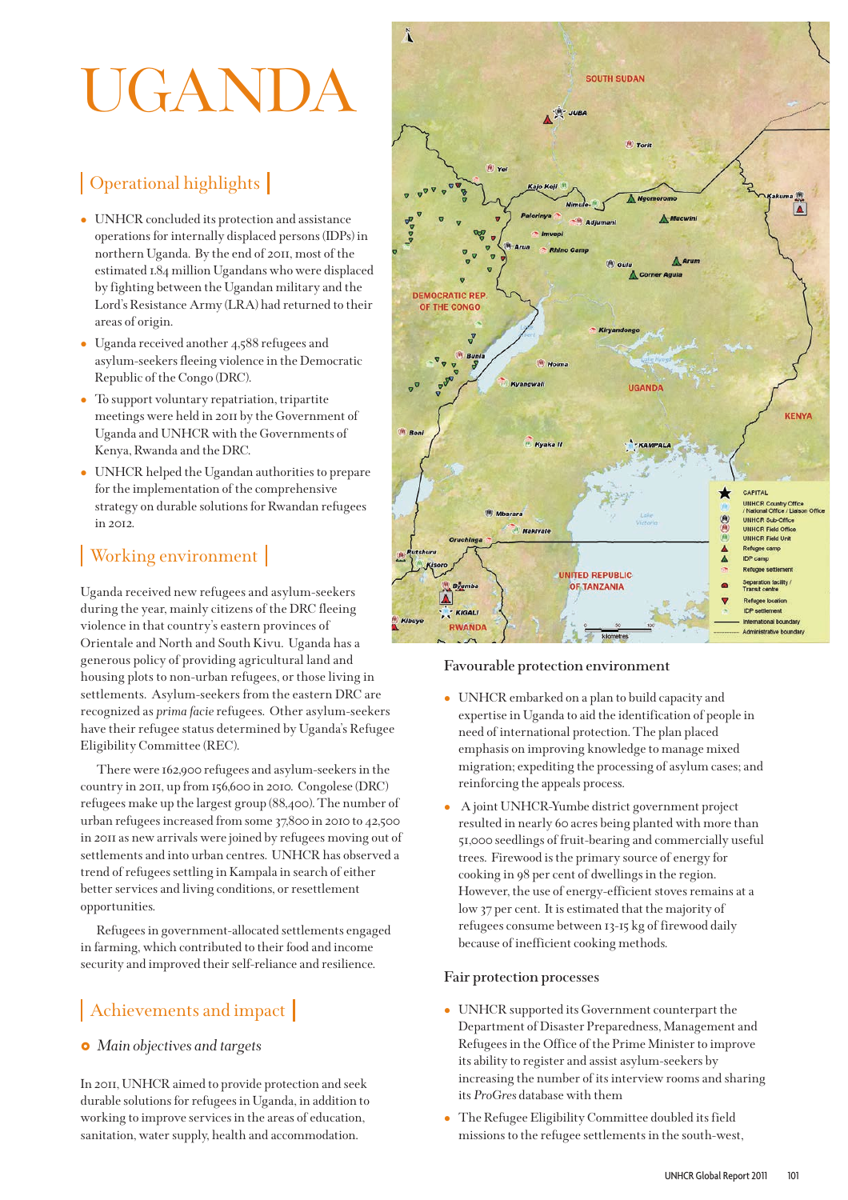# UGANDA

## Operational highlights

- UNHCR concluded its protection and assistance operations for internally displaced persons (IDPs) in northern Uganda. By the end of 2011, most of the estimated 1.84 million Ugandans who were displaced by fighting between the Ugandan military and the Lord's Resistance Army (LRA) had returned to their areas of origin.
- Uganda received another 4,588 refugees and asylum-seekers fleeing violence in the Democratic Republic of the Congo (DRC).
- To support voluntary repatriation, tripartite meetings were held in 2011 by the Government of Uganda and UNHCR with the Governments of Kenya, Rwanda and the DRC.
- UNHCR helped the Ugandan authorities to prepare for the implementation of the comprehensive strategy on durable solutions for Rwandan refugees in 2012.

## Working environment

Uganda received new refugees and asylum-seekers during the year, mainly citizens of the DRC fleeing violence in that country's eastern provinces of Orientale and North and South Kivu. Uganda has a generous policy of providing agricultural land and housing plots to non-urban refugees, or those living in settlements. Asylum-seekers from the eastern DRC are recognized as *prima facie* refugees. Other asylum-seekers have their refugee status determined by Uganda's Refugee Eligibility Committee (REC).

There were 162,900 refugees and asylum-seekers in the country in 2011, up from 156,600 in 2010. Congolese (DRC) refugees make up the largest group (88,400). The number of urban refugees increased from some 37,800 in 2010 to 42,500 in 2011 as new arrivals were joined by refugees moving out of settlements and into urban centres. UNHCR has observed a trend of refugees settling in Kampala in search of either better services and living conditions, or resettlement opportunities.

Refugees in government-allocated settlements engaged in farming, which contributed to their food and income security and improved their self-reliance and resilience.

## Achievements and impact

### *Main objectives and targets*

In 2011, UNHCR aimed to provide protection and seek durable solutions for refugees in Uganda, in addition to working to improve services in the areas of education, sanitation, water supply, health and accommodation.

### Favourable protection environment

- UNHCR embarked on a plan to build capacity and expertise in Uganda to aid the identification of people in need of international protection. The plan placed emphasis on improving knowledge to manage mixed migration; expediting the processing of asylum cases; and reinforcing the appeals process.
- A joint UNHCR-Yumbe district government project resulted in nearly 60 acres being planted with more than 51,000 seedlings of fruit-bearing and commercially useful trees. Firewood is the primary source of energy for cooking in 98 per cent of dwellings in the region. However, the use of energy-efficient stoves remains at a low 37 per cent. It is estimated that the majority of refugees consume between 13-15 kg of firewood daily because of inefficient cooking methods.

### Fair protection processes

- UNHCR supported its Government counterpart the Department of Disaster Preparedness, Management and Refugees in the Office of the Prime Minister to improve its ability to register and assist asylum-seekers by increasing the number of its interview rooms and sharing its *ProGres* database with them
- The Refugee Eligibility Committee doubled its field missions to the refugee settlements in the south-west,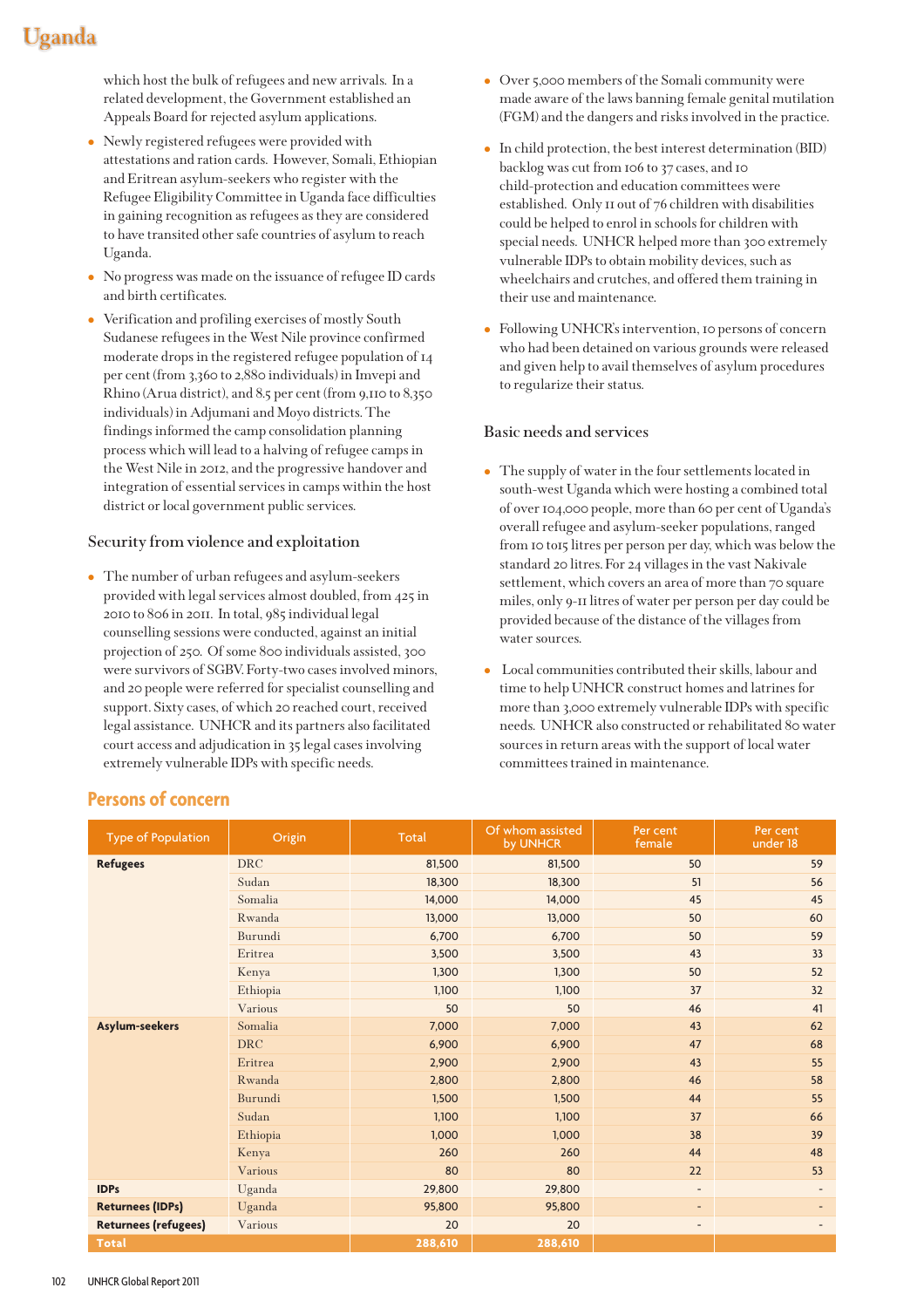which host the bulk of refugees and new arrivals. In a related development, the Government established an Appeals Board for rejected asylum applications.

- Newly registered refugees were provided with attestations and ration cards. However, Somali, Ethiopian and Eritrean asylum-seekers who register with the Refugee Eligibility Committee in Uganda face difficulties in gaining recognition as refugees as they are considered to have transited other safe countries of asylum to reach Uganda.
- No progress was made on the issuance of refugee ID cards and birth certificates.
- Verification and profiling exercises of mostly South Sudanese refugees in the West Nile province confirmed moderate drops in the registered refugee population of 14 per cent (from 3,360 to 2,880 individuals) in Imvepi and Rhino (Arua district), and 8.5 per cent (from 9,110 to 8,350 individuals) in Adjumani and Moyo districts. The findings informed the camp consolidation planning process which will lead to a halving of refugee camps in the West Nile in 2012, and the progressive handover and integration of essential services in camps within the host district or local government public services.

### Security from violence and exploitation

- The number of urban refugees and asylum-seekers provided with legal services almost doubled, from 425 in 2010 to 806 in 2011. In total, 985 individual legal counselling sessions were conducted, against an initial projection of 250. Of some 800 individuals assisted, 300 were survivors of SGBV. Forty-two cases involved minors, and 20 people were referred for specialist counselling and support. Sixty cases, of which 20 reached court, received legal assistance. UNHCR and its partners also facilitated court access and adjudication in 35 legal cases involving extremely vulnerable IDPs with specific needs.
- Over 5,000 members of the Somali community were made aware of the laws banning female genital mutilation (FGM) and the dangers and risks involved in the practice.
- In child protection, the best interest determination (BID) backlog was cut from 106 to 37 cases, and 10 child-protection and education committees were established. Only 11 out of 76 children with disabilities could be helped to enrol in schools for children with special needs. UNHCR helped more than 300 extremely vulnerable IDPs to obtain mobility devices, such as wheelchairs and crutches, and offered them training in their use and maintenance.
- Following UNHCR's intervention, 10 persons of concern who had been detained on various grounds were released and given help to avail themselves of asylum procedures to regularize their status.

### Basic needs and services

- The supply of water in the four settlements located in south-west Uganda which were hosting a combined total of over 104,000 people, more than 60 per cent of Uganda's overall refugee and asylum-seeker populations, ranged from 10 to15 litres per person per day, which was below the standard 20 litres. For 24 villages in the vast Nakivale settlement, which covers an area of more than 70 square miles, only 9-11 litres of water per person per day could be provided because of the distance of the villages from water sources.
- Local communities contributed their skills, labour and time to help UNHCR construct homes and latrines for more than 3,000 extremely vulnerable IDPs with specific needs. UNHCR also constructed or rehabilitated 80 water sources in return areas with the support of local water committees trained in maintenance.

## Persons of concern

| Type of Population | Origin | Total | Of whom assisted by UNHCR | Per cent female | Per cent under 18 |
|---|---|---|---|---|---|
| **Refugees** | DRC | 81,500 | 81,500 | 50 | 59 |
| | Sudan | 18,300 | 18,300 | 51 | 56 |
| | Somalia | 14,000 | 14,000 | 45 | 45 |
| | Rwanda | 13,000 | 13,000 | 50 | 60 |
| | Burundi | 6,700 | 6,700 | 50 | 59 |
| | Eritrea | 3,500 | 3,500 | 43 | 33 |
| | Kenya | 1,300 | 1,300 | 50 | 52 |
| | Ethiopia | 1,100 | 1,100 | 37 | 32 |
| | Various | 50 | 50 | 46 | 41 |
| **Asylum-seekers** | Somalia | 7,000 | 7,000 | 43 | 62 |
| | DRC | 6,900 | 6,900 | 47 | 68 |
| | Eritrea | 2,900 | 2,900 | 43 | 55 |
| | Rwanda | 2,800 | 2,800 | 46 | 58 |
| | Burundi | 1,500 | 1,500 | 44 | 55 |
| | Sudan | 1,100 | 1,100 | 37 | 66 |
| | Ethiopia | 1,000 | 1,000 | 38 | 39 |
| | Kenya | 260 | 260 | 44 | 48 |
| | Various | 80 | 80 | 22 | 53 |
| **IDPs** | Uganda | 29,800 | 29,800 | - | - |
| **Returnees (IDPs)** | Uganda | 95,800 | 95,800 | - | - |
| **Returnees (refugees)** | Various | 20 | 20 | - | - |
| **Total** | | **288,610** | **288,610** | | |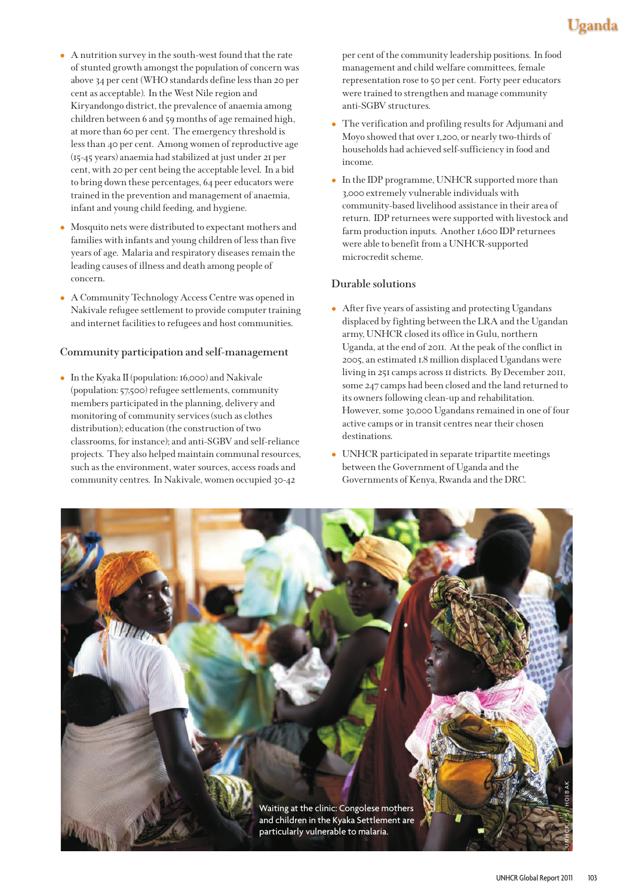- A nutrition survey in the south-west found that the rate of stunted growth amongst the population of concern was above 34 per cent (WHO standards define less than 20 per cent as acceptable). In the West Nile region and Kiryandongo district, the prevalence of anaemia among children between 6 and 59 months of age remained high, at more than 60 per cent. The emergency threshold is less than 40 per cent. Among women of reproductive age (15-45 years) anaemia had stabilized at just under 21 per cent, with 20 per cent being the acceptable level. In a bid to bring down these percentages, 64 peer educators were trained in the prevention and management of anaemia, infant and young child feeding, and hygiene.
- Mosquito nets were distributed to expectant mothers and families with infants and young children of less than five years of age. Malaria and respiratory diseases remain the leading causes of illness and death among people of concern.
- A Community Technology Access Centre was opened in Nakivale refugee settlement to provide computer training and internet facilities to refugees and host communities.

### Community participation and self-management

- In the Kyaka II (population: 16,000) and Nakivale (population: 57,500) refugee settlements, community members participated in the planning, delivery and monitoring of community services (such as clothes distribution); education (the construction of two classrooms, for instance); and anti-SGBV and self-reliance projects. They also helped maintain communal resources, such as the environment, water sources, access roads and community centres. In Nakivale, women occupied 30-42 per cent of the community leadership positions. In food management and child welfare committees, female representation rose to 50 per cent. Forty peer educators were trained to strengthen and manage community anti-SGBV structures.
- The verification and profiling results for Adjumani and Moyo showed that over 1,200, or nearly two-thirds of households had achieved self-sufficiency in food and income.
- In the IDP programme, UNHCR supported more than 3,000 extremely vulnerable individuals with community-based livelihood assistance in their area of return. IDP returnees were supported with livestock and farm production inputs. Another 1,600 IDP returnees were able to benefit from a UNHCR-supported microcredit scheme.

### Durable solutions

- After five years of assisting and protecting Ugandans displaced by fighting between the LRA and the Ugandan army, UNHCR closed its office in Gulu, northern Uganda, at the end of 2011. At the peak of the conflict in 2005, an estimated 1.8 million displaced Ugandans were living in 251 camps across 11 districts. By December 2011, some 247 camps had been closed and the land returned to its owners following clean-up and rehabilitation. However, some 30,000 Ugandans remained in one of four active camps or in transit centres near their chosen destinations.
- UNHCR participated in separate tripartite meetings between the Government of Uganda and the Governments of Kenya, Rwanda and the DRC.

Waiting at the clinic: Congolese mothers and children in the Kyaka Settlement are particularly vulnerable to malaria.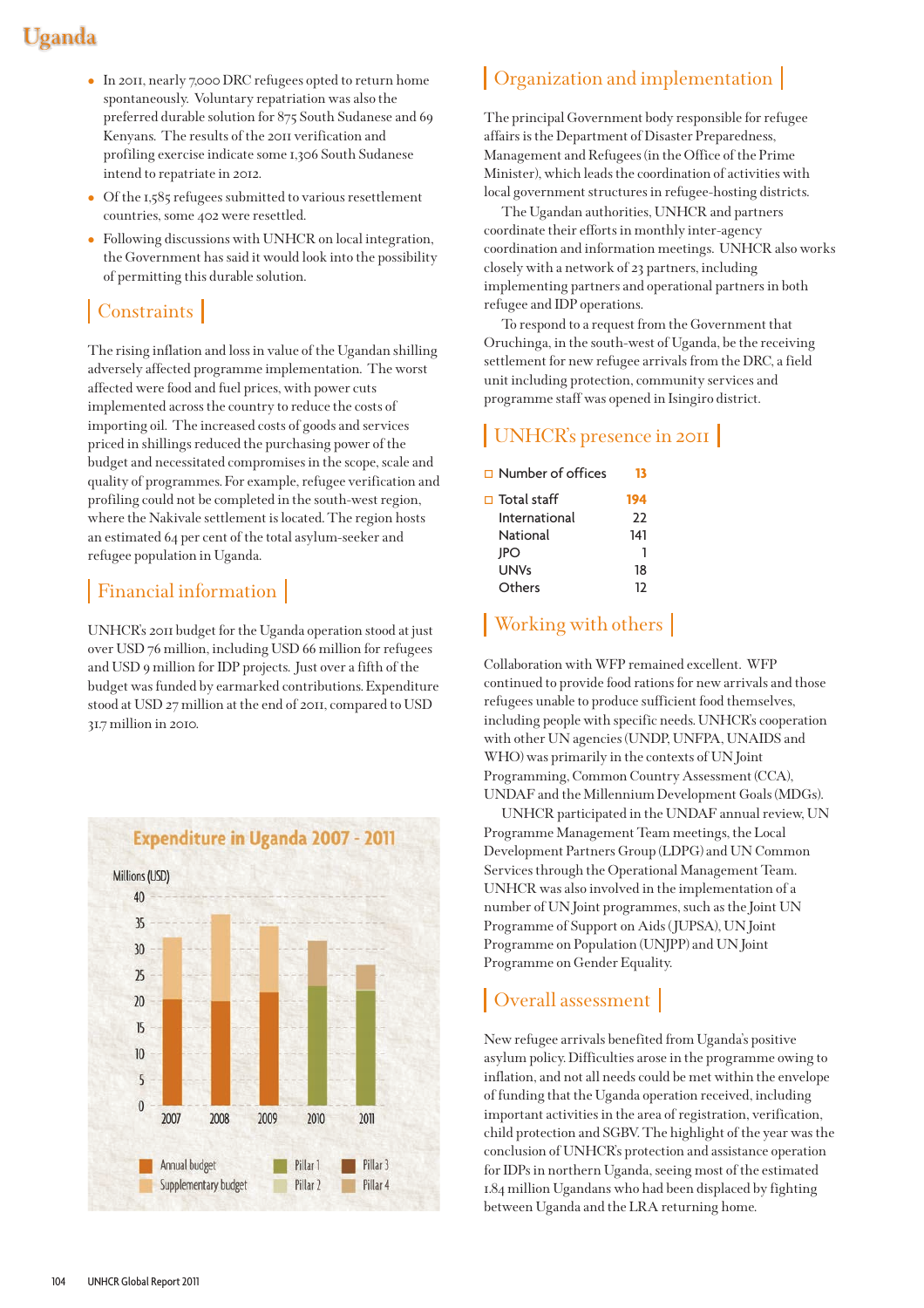- In 2011, nearly 7,000 DRC refugees opted to return home spontaneously. Voluntary repatriation was also the preferred durable solution for 875 South Sudanese and 69 Kenyans. The results of the 2011 verification and profiling exercise indicate some 1,306 South Sudanese intend to repatriate in 2012.
- Of the 1,585 refugees submitted to various resettlement countries, some 402 were resettled.
- Following discussions with UNHCR on local integration, the Government has said it would look into the possibility of permitting this durable solution.

## Constraints

The rising inflation and loss in value of the Ugandan shilling adversely affected programme implementation. The worst affected were food and fuel prices, with power cuts implemented across the country to reduce the costs of importing oil. The increased costs of goods and services priced in shillings reduced the purchasing power of the budget and necessitated compromises in the scope, scale and quality of programmes. For example, refugee verification and profiling could not be completed in the south-west region, where the Nakivale settlement is located. The region hosts an estimated 64 per cent of the total asylum-seeker and refugee population in Uganda.

## Financial information

UNHCR's 2011 budget for the Uganda operation stood at just over USD 76 million, including USD 66 million for refugees and USD 9 million for IDP projects. Just over a fifth of the budget was funded by earmarked contributions. Expenditure stood at USD 27 million at the end of 2011, compared to USD 31.7 million in 2010.

**Expenditure in Uganda 2007 - 2011**

Millions (USD)

Legend: Annual budget, Supplementary budget, Pillar 1, Pillar 2, Pillar 3, Pillar 4

## Organization and implementation

The principal Government body responsible for refugee affairs is the Department of Disaster Preparedness, Management and Refugees (in the Office of the Prime Minister), which leads the coordination of activities with local government structures in refugee-hosting districts.

The Ugandan authorities, UNHCR and partners coordinate their efforts in monthly inter-agency coordination and information meetings. UNHCR also works closely with a network of 23 partners, including implementing partners and operational partners in both refugee and IDP operations.

To respond to a request from the Government that Oruchinga, in the south-west of Uganda, be the receiving settlement for new refugee arrivals from the DRC, a field unit including protection, community services and programme staff was opened in Isingiro district.

## UNHCR's presence in 2011

| | |
|---|---|
| Number of offices | 13 |
| Total staff | 194 |
| International | 22 |
| National | 141 |
| JPO | 1 |
| UNVs | 18 |
| Others | 12 |

## Working with others

Collaboration with WFP remained excellent. WFP continued to provide food rations for new arrivals and those refugees unable to produce sufficient food themselves, including people with specific needs. UNHCR's cooperation with other UN agencies (UNDP, UNFPA, UNAIDS and WHO) was primarily in the contexts of UN Joint Programming, Common Country Assessment (CCA), UNDAF and the Millennium Development Goals (MDGs).

UNHCR participated in the UNDAF annual review, UN Programme Management Team meetings, the Local Development Partners Group (LDPG) and UN Common Services through the Operational Management Team. UNHCR was also involved in the implementation of a number of UN Joint programmes, such as the Joint UN Programme of Support on Aids (JUPSA), UN Joint Programme on Population (UNJPP) and UN Joint Programme on Gender Equality.

## Overall assessment

New refugee arrivals benefited from Uganda's positive asylum policy. Difficulties arose in the programme owing to inflation, and not all needs could be met within the envelope of funding that the Uganda operation received, including important activities in the area of registration, verification, child protection and SGBV. The highlight of the year was the conclusion of UNHCR's protection and assistance operation for IDPs in northern Uganda, seeing most of the estimated 1.84 million Ugandans who had been displaced by fighting between Uganda and the LRA returning home.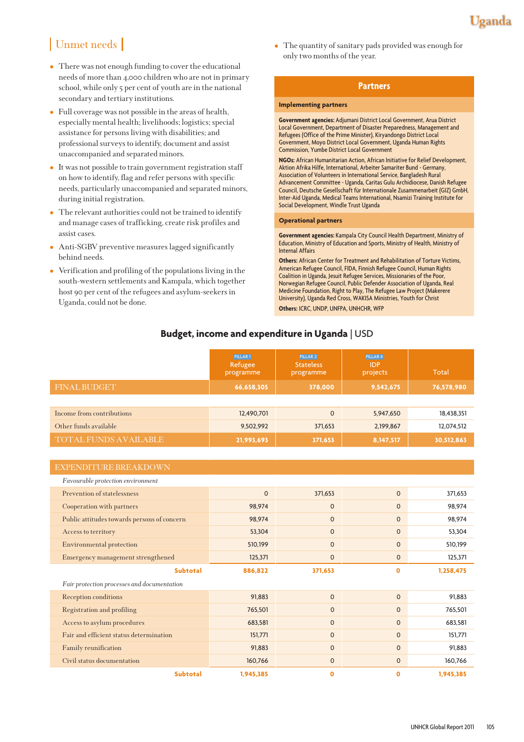## Unmet needs

- There was not enough funding to cover the educational needs of more than 4,000 children who are not in primary school, while only 5 per cent of youth are in the national secondary and tertiary institutions.
- Full coverage was not possible in the areas of health, especially mental health; livelihoods; logistics; special assistance for persons living with disabilities; and professional surveys to identify, document and assist unaccompanied and separated minors.
- It was not possible to train government registration staff on how to identify, flag and refer persons with specific needs, particularly unaccompanied and separated minors, during initial registration.
- The relevant authorities could not be trained to identify and manage cases of trafficking, create risk profiles and assist cases.
- Anti-SGBV preventive measures lagged significantly behind needs.
- Verification and profiling of the populations living in the south-western settlements and Kampala, which together host 90 per cent of the refugees and asylum-seekers in Uganda, could not be done.
- The quantity of sanitary pads provided was enough for only two months of the year.

### Partners

#### Implementing partners

**Government agencies:** Adjumani District Local Government, Arua District Local Government, Department of Disaster Preparedness, Management and Refugees (Office of the Prime Minister), Kiryandongo District Local Government, Moyo District Local Government, Uganda Human Rights Commission, Yumbe District Local Government

**NGOs:** African Humanitarian Action, African Initiative for Relief Development, Aktion Afrika Hilfe, International, Arbeiter Samariter Bund - Germany, Association of Volunteers in International Service, Bangladesh Rural Advancement Committee - Uganda, Caritas Gulu Archidiocese, Danish Refugee Council, Deutsche Gesellschaft für Internationale Zusammenarbeit (GIZ) GmbH, Inter-Aid Uganda, Medical Teams International, Nsamizi Training Institute for Social Development, Windle Trust Uganda

#### Operational partners

**Government agencies:** Kampala City Council Health Department, Ministry of Education, Ministry of Education and Sports, Ministry of Health, Ministry of Internal Affairs

**Others:** African Center for Treatment and Rehabilitation of Torture Victims, American Refugee Council, FIDA, Finnish Refugee Council, Human Rights Coalition in Uganda, Jesuit Refugee Services, Missionaries of the Poor, Norwegian Refugee Council, Public Defender Association of Uganda, Real Medicine Foundation, Right to Play, The Refugee Law Project (Makerere University), Uganda Red Cross, WAKISA Ministries, Youth for Christ

**Others:** ICRC, UNDP, UNFPA, UNHCHR, WFP

## Budget, income and expenditure in Uganda | USD

| | PILLAR 1 Refugee programme | PILLAR 2 Stateless programme | PILLAR 4 IDP projects | Total |
|---|---|---|---|---|
| FINAL BUDGET | 66,658,305 | 378,000 | 9,542,675 | 76,578,980 |
| Income from contributions | 12,490,701 | 0 | 5,947,650 | 18,438,351 |
| Other funds available | 9,502,992 | 371,653 | 2,199,867 | 12,074,512 |
| TOTAL FUNDS AVAILABLE | 21,993,693 | 371,653 | 8,147,517 | 30,512,863 |
| EXPENDITURE BREAKDOWN | | | | |
| *Favourable protection environment* | | | | |
| Prevention of statelessness | 0 | 371,653 | 0 | 371,653 |
| Cooperation with partners | 98,974 | 0 | 0 | 98,974 |
| Public attitudes towards persons of concern | 98,974 | 0 | 0 | 98,974 |
| Access to territory | 53,304 | 0 | 0 | 53,304 |
| Environmental protection | 510,199 | 0 | 0 | 510,199 |
| Emergency management strengthened | 125,371 | 0 | 0 | 125,371 |
| **Subtotal** | **886,822** | **371,653** | **0** | **1,258,475** |
| *Fair protection processes and documentation* | | | | |
| Reception conditions | 91,883 | 0 | 0 | 91,883 |
| Registration and profiling | 765,501 | 0 | 0 | 765,501 |
| Access to asylum procedures | 683,581 | 0 | 0 | 683,581 |
| Fair and efficient status determination | 151,771 | 0 | 0 | 151,771 |
| Family reunification | 91,883 | 0 | 0 | 91,883 |
| Civil status documentation | 160,766 | 0 | 0 | 160,766 |
| **Subtotal** | **1,945,385** | **0** | **0** | **1,945,385** |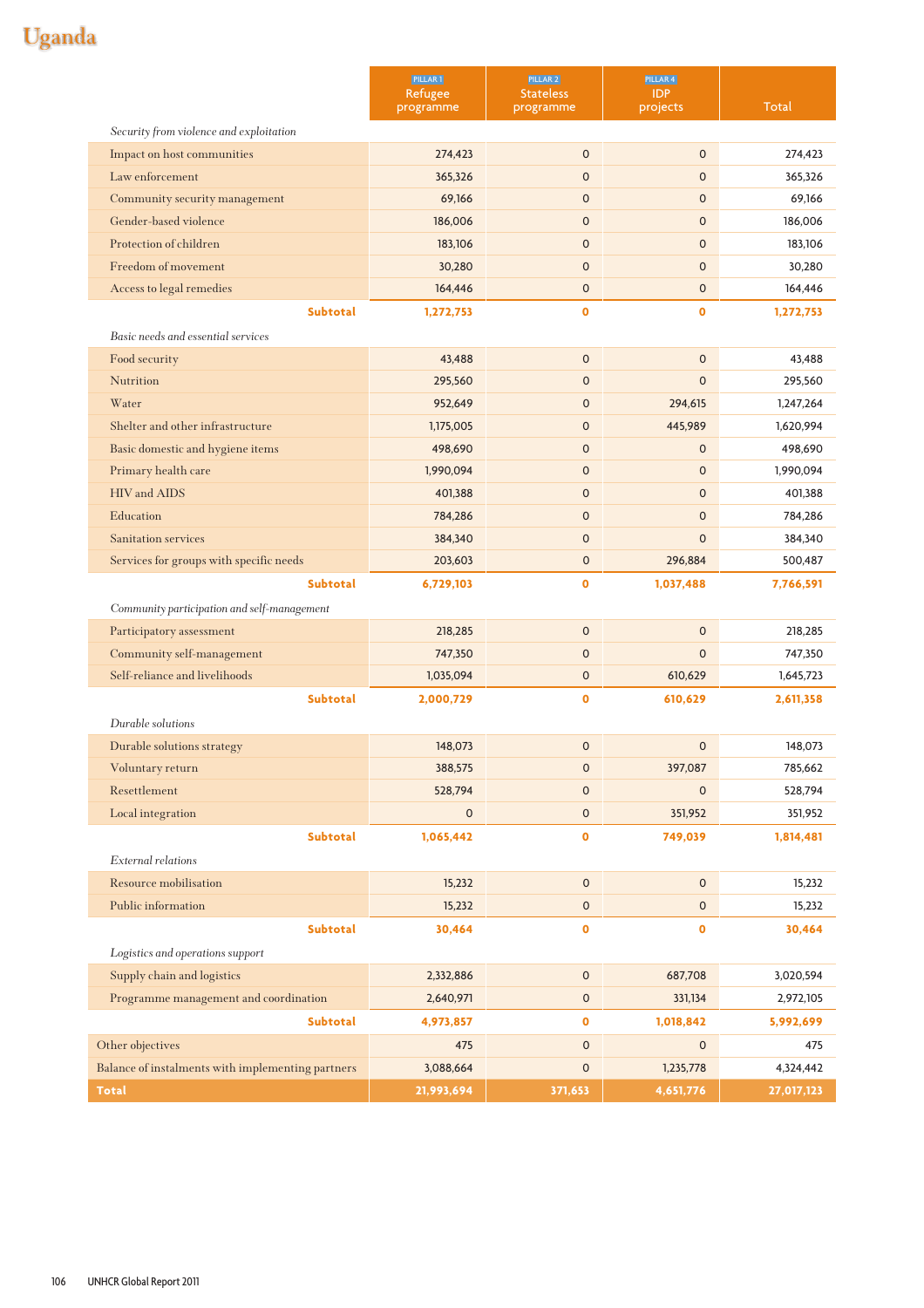# Uganda

| | PILLAR 1 Refugee programme | PILLAR 2 Stateless programme | PILLAR 4 IDP projects | Total |
|---|---|---|---|---|
| *Security from violence and exploitation* | | | | |
| Impact on host communities | 274,423 | 0 | 0 | 274,423 |
| Law enforcement | 365,326 | 0 | 0 | 365,326 |
| Community security management | 69,166 | 0 | 0 | 69,166 |
| Gender-based violence | 186,006 | 0 | 0 | 186,006 |
| Protection of children | 183,106 | 0 | 0 | 183,106 |
| Freedom of movement | 30,280 | 0 | 0 | 30,280 |
| Access to legal remedies | 164,446 | 0 | 0 | 164,446 |
| **Subtotal** | **1,272,753** | **0** | **0** | **1,272,753** |
| *Basic needs and essential services* | | | | |
| Food security | 43,488 | 0 | 0 | 43,488 |
| Nutrition | 295,560 | 0 | 0 | 295,560 |
| Water | 952,649 | 0 | 294,615 | 1,247,264 |
| Shelter and other infrastructure | 1,175,005 | 0 | 445,989 | 1,620,994 |
| Basic domestic and hygiene items | 498,690 | 0 | 0 | 498,690 |
| Primary health care | 1,990,094 | 0 | 0 | 1,990,094 |
| HIV and AIDS | 401,388 | 0 | 0 | 401,388 |
| Education | 784,286 | 0 | 0 | 784,286 |
| Sanitation services | 384,340 | 0 | 0 | 384,340 |
| Services for groups with specific needs | 203,603 | 0 | 296,884 | 500,487 |
| **Subtotal** | **6,729,103** | **0** | **1,037,488** | **7,766,591** |
| *Community participation and self-management* | | | | |
| Participatory assessment | 218,285 | 0 | 0 | 218,285 |
| Community self-management | 747,350 | 0 | 0 | 747,350 |
| Self-reliance and livelihoods | 1,035,094 | 0 | 610,629 | 1,645,723 |
| **Subtotal** | **2,000,729** | **0** | **610,629** | **2,611,358** |
| *Durable solutions* | | | | |
| Durable solutions strategy | 148,073 | 0 | 0 | 148,073 |
| Voluntary return | 388,575 | 0 | 397,087 | 785,662 |
| Resettlement | 528,794 | 0 | 0 | 528,794 |
| Local integration | 0 | 0 | 351,952 | 351,952 |
| **Subtotal** | **1,065,442** | **0** | **749,039** | **1,814,481** |
| *External relations* | | | | |
| Resource mobilisation | 15,232 | 0 | 0 | 15,232 |
| Public information | 15,232 | 0 | 0 | 15,232 |
| **Subtotal** | **30,464** | **0** | **0** | **30,464** |
| *Logistics and operations support* | | | | |
| Supply chain and logistics | 2,332,886 | 0 | 687,708 | 3,020,594 |
| Programme management and coordination | 2,640,971 | 0 | 331,134 | 2,972,105 |
| **Subtotal** | **4,973,857** | **0** | **1,018,842** | **5,992,699** |
| Other objectives | 475 | 0 | 0 | 475 |
| Balance of instalments with implementing partners | 3,088,664 | 0 | 1,235,778 | 4,324,442 |
| **Total** | **21,993,694** | **371,653** | **4,651,776** | **27,017,123** |